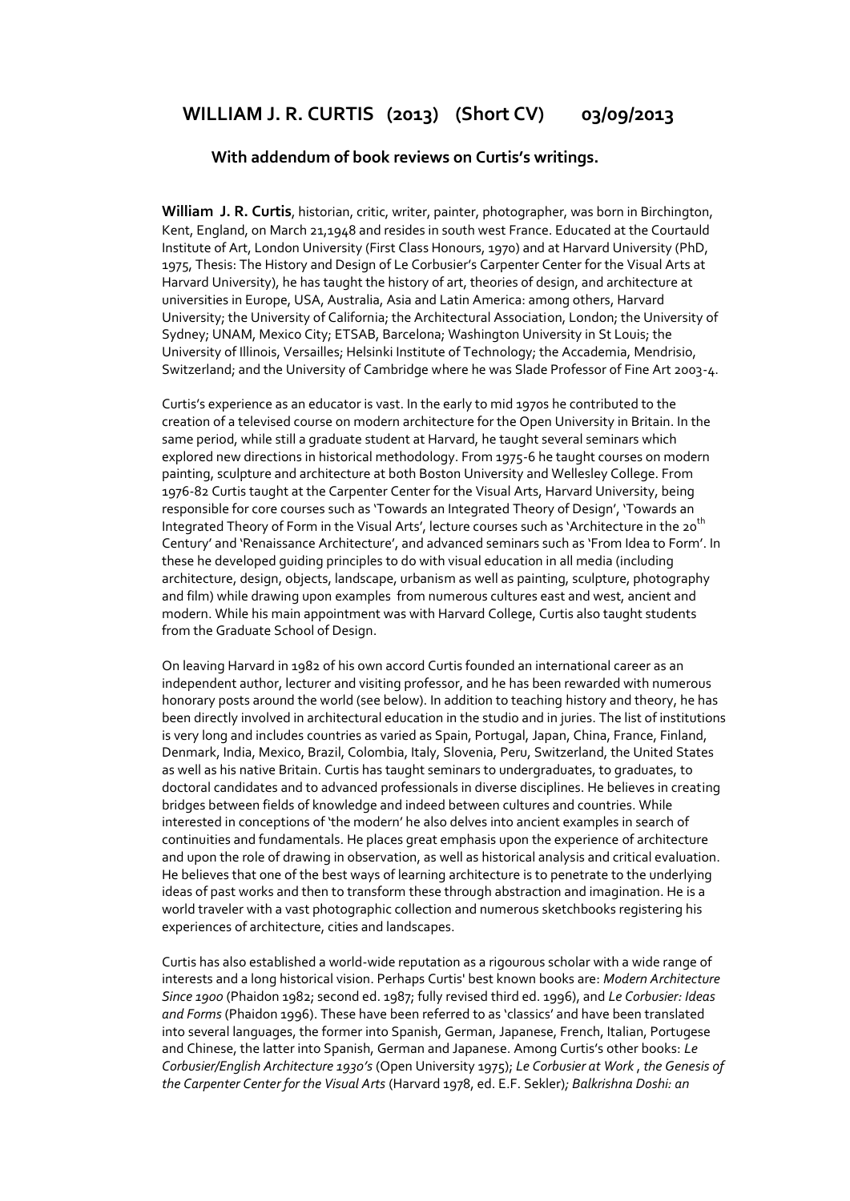# WILLIAM J. R. CURTIS (2013) (Short CV) 03/09/2013

### With addendum of book reviews on Curtis's writings.

**William J. R. Curtis**, historian, critic, writer, painter, photographer, was born in Birchington, Kent, England, on March 21,1948 and resides in south west France. Educated at the Courtauld Institute of Art, London University (First Class Honours, 1970) and at Harvard University (PhD, 1975, Thesis: The History and Design of Le Corbusier's Carpenter Center for the Visual Arts at Harvard University), he has taught the history of art, theories of design, and architecture at universities in Europe, USA, Australia, Asia and Latin America: among others, Harvard University; the University of California; the Architectural Association, London; the University of Sydney; UNAM, Mexico City; ETSAB, Barcelona; Washington University in St Louis; the University of Illinois, Versailles; Helsinki Institute of Technology; the Accademia, Mendrisio, Switzerland; and the University of Cambridge where he was Slade Professor of Fine Art 2003-4.

Curtis's experience as an educator is vast. In the early to mid 1970s he contributed to the creation of a televised course on modern architecture for the Open University in Britain. In the same period, while still a graduate student at Harvard, he taught several seminars which explored new directions in historical methodology. From 1975-6 he taught courses on modern painting, sculpture and architecture at both Boston University and Wellesley College. From 1976-82 Curtis taught at the Carpenter Center for the Visual Arts, Harvard University, being responsible for core courses such as 'Towards an Integrated Theory of Design', 'Towards an Integrated Theory of Form in the Visual Arts', lecture courses such as 'Architecture in the 20th Century' and 'Renaissance Architecture', and advanced seminars such as 'From Idea to Form'. In these he developed guiding principles to do with visual education in all media (including architecture, design, objects, landscape, urbanism as well as painting, sculpture, photography and film) while drawing upon examples from numerous cultures east and west, ancient and modern. While his main appointment was with Harvard College, Curtis also taught students from the Graduate School of Design.

On leaving Harvard in 1982 of his own accord Curtis founded an international career as an independent author, lecturer and visiting professor, and he has been rewarded with numerous honorary posts around the world (see below). In addition to teaching history and theory, he has been directly involved in architectural education in the studio and in juries. The list of institutions is very long and includes countries as varied as Spain, Portugal, Japan, China, France, Finland, Denmark, India, Mexico, Brazil, Colombia, Italy, Slovenia, Peru, Switzerland, the United States as well as his native Britain. Curtis has taught seminars to undergraduates, to graduates, to doctoral candidates and to advanced professionals in diverse disciplines. He believes in creating bridges between fields of knowledge and indeed between cultures and countries. While interested in conceptions of 'the modern' he also delves into ancient examples in search of continuities and fundamentals. He places great emphasis upon the experience of architecture and upon the role of drawing in observation, as well as historical analysis and critical evaluation. He believes that one of the best ways of learning architecture is to penetrate to the underlying ideas of past works and then to transform these through abstraction and imagination. He is a world traveler with a vast photographic collection and numerous sketchbooks registering his experiences of architecture, cities and landscapes.

Curtis has also established a world-wide reputation as a rigourous scholar with a wide range of interests and a long historical vision. Perhaps Curtis' best known books are: *Modern Architecture Since 1900* (Phaidon 1982; second ed. 1987; fully revised third ed. 1996), and *Le Corbusier: Ideas and Forms* (Phaidon 1996). These have been referred to as 'classics' and have been translated into several languages, the former into Spanish, German, Japanese, French, Italian, Portugese and Chinese, the latter into Spanish, German and Japanese. Among Curtis's other books: *Le Corbusier/English Architecture 1930's* (Open University 1975); *Le Corbusier at Work , the Genesis of the Carpenter Center for the Visual Arts* (Harvard 1978, ed. E.F. Sekler)*; Balkrishna Doshi: an*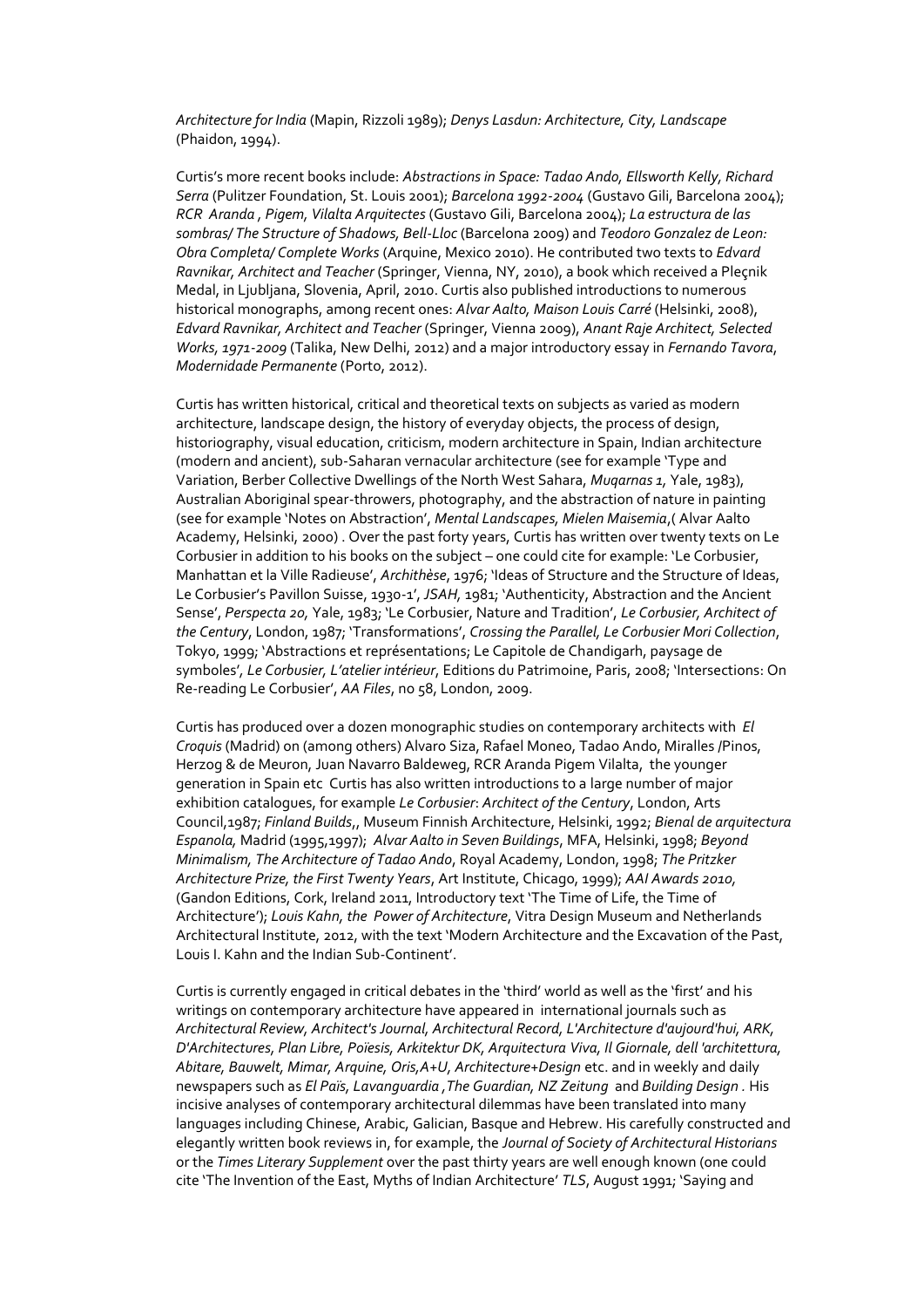*Architecture for India* (Mapin, Rizzoli 1989); *Denys Lasdun: Architecture, City, Landscape* (Phaidon, 1994).

Curtis's more recent books include: *Abstractions in Space: Tadao Ando, Ellsworth Kelly, Richard Serra* (Pulitzer Foundation, St. Louis 2001); *Barcelona 1992-2004* (Gustavo Gili, Barcelona 2004); *RCR Aranda , Pigem, Vilalta Arquitectes* (Gustavo Gili, Barcelona 2004); *La estructura de las sombras/ The Structure of Shadows, Bell-Lloc* (Barcelona 2009) and *Teodoro Gonzalez de Leon: Obra Completa/ Complete Works* (Arquine, Mexico 2010). He contributed two texts to *Edvard Ravnikar, Architect and Teacher* (Springer, Vienna, NY, 2010), a book which received a Pleçnik Medal, in Ljubljana, Slovenia, April, 2010. Curtis also published introductions to numerous historical monographs, among recent ones: *Alvar Aalto, Maison Louis Carré* (Helsinki, 2008), *Edvard Ravnikar, Architect and Teacher* (Springer, Vienna 2009), *Anant Raje Architect, Selected Works, 1971-2009* (Talika, New Delhi, 2012) and a major introductory essay in *Fernando Tavora*, *Modernidade Permanente* (Porto, 2012).

Curtis has written historical, critical and theoretical texts on subjects as varied as modern architecture, landscape design, the history of everyday objects, the process of design, historiography, visual education, criticism, modern architecture in Spain, Indian architecture (modern and ancient), sub-Saharan vernacular architecture (see for example 'Type and Variation, Berber Collective Dwellings of the North West Sahara, *Muqarnas 1,* Yale, 1983), Australian Aboriginal spear-throwers, photography, and the abstraction of nature in painting (see for example 'Notes on Abstraction', *Mental Landscapes, Mielen Maisemia*,( Alvar Aalto Academy, Helsinki, 2000) . Over the past forty years, Curtis has written over twenty texts on Le Corbusier in addition to his books on the subject – one could cite for example: 'Le Corbusier, Manhattan et la Ville Radieuse', *Archithèse*, 1976; 'Ideas of Structure and the Structure of Ideas, Le Corbusier's Pavillon Suisse, 1930-1', *JSAH,* 1981; 'Authenticity, Abstraction and the Ancient Sense', *Perspecta 20,* Yale, 1983; 'Le Corbusier, Nature and Tradition', *Le Corbusier, Architect of the Century*, London, 1987; 'Transformations', *Crossing the Parallel, Le Corbusier Mori Collection*, Tokyo, 1999; 'Abstractions et représentations; Le Capitole de Chandigarh, paysage de symboles', *Le Corbusier, L'atelier intérieur*, Editions du Patrimoine, Paris, 2008; 'Intersections: On Re-reading Le Corbusier', *AA Files*, no 58, London, 2009.

Curtis has produced over a dozen monographic studies on contemporary architects with *El Croquis* (Madrid) on (among others) Alvaro Siza, Rafael Moneo, Tadao Ando, Miralles /Pinos, Herzog & de Meuron, Juan Navarro Baldeweg, RCR Aranda Pigem Vilalta, the younger generation in Spain etc Curtis has also written introductions to a large number of major exhibition catalogues, for example *Le Corbusier*: *Architect of the Century*, London, Arts Council,1987; *Finland Builds*,, Museum Finnish Architecture, Helsinki, 1992; *Bienal de arquitectura Espanola,* Madrid (1995,1997); *Alvar Aalto in Seven Buildings*, MFA, Helsinki, 1998; *Beyond Minimalism, The Architecture of Tadao Ando*, Royal Academy, London, 1998; *The Pritzker Architecture Prize, the First Twenty Years*, Art Institute, Chicago, 1999); *AAI Awards 2010,* (Gandon Editions, Cork, Ireland 2011, Introductory text 'The Time of Life, the Time of Architecture'); *Louis Kahn, the Power of Architecture*, Vitra Design Museum and Netherlands Architectural Institute, 2012, with the text 'Modern Architecture and the Excavation of the Past, Louis I. Kahn and the Indian Sub-Continent'.

Curtis is currently engaged in critical debates in the 'third' world as well as the 'first' and his writings on contemporary architecture have appeared in international journals such as *Architectural Review, Architect's Journal, Architectural Record, L'Architecture d'aujourd'hui, ARK, D'Architectures, Plan Libre, Poïesis, Arkitektur DK, Arquitectura Viva, Il Giornale, dell 'architettura, Abitare, Bauwelt, Mimar, Arquine, Oris,A+U, Architecture+Design* etc. and in weekly and daily newspapers such as *El Païs, Lavanguardia ,The Guardian, NZ Zeitung* and *Building Design* . His incisive analyses of contemporary architectural dilemmas have been translated into many languages including Chinese, Arabic, Galician, Basque and Hebrew. His carefully constructed and elegantly written book reviews in, for example, the *Journal of Society of Architectural Historians* or the *Times Literary Supplement* over the past thirty years are well enough known (one could cite 'The Invention of the East, Myths of Indian Architecture' *TLS*, August 1991; 'Saying and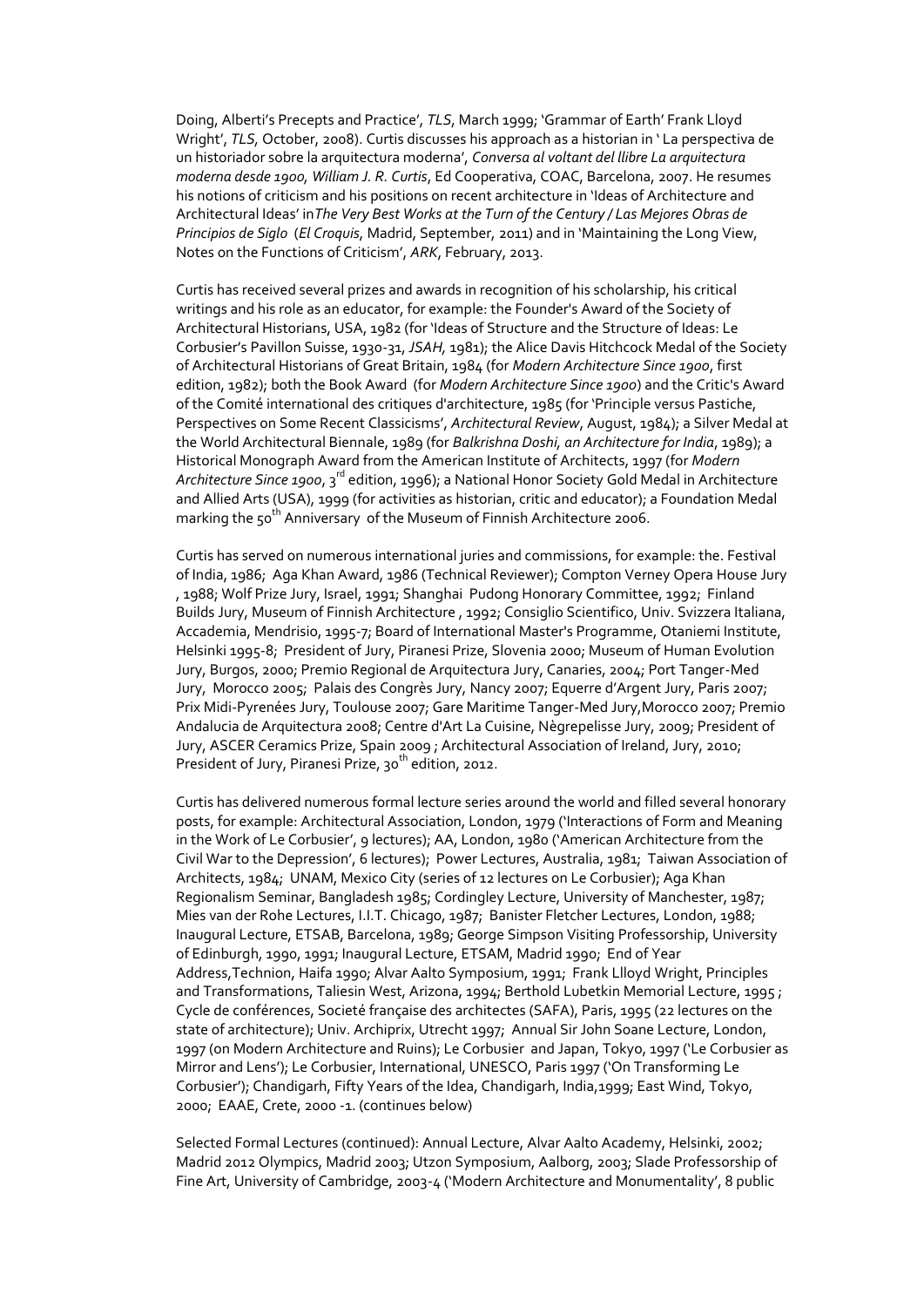Doing, Alberti's Precepts and Practice', *TLS*, March 1999; 'Grammar of Earth' Frank Lloyd Wright', *TLS*, October, 2008). Curtis discusses his approach as a historian in ' La perspectiva de un historiador sobre la arquitectura moderna', *Conversa al voltant del llibre La arquitectura moderna desde 1900, William J. R. Curtis*, Ed Cooperativa, COAC, Barcelona, 2007. He resumes his notions of criticism and his positions on recent architecture in 'Ideas of Architecture and Architectural Ideas' in *The Very Best Works at the Turn of the Century / Las Mejores Obras de Principios de Siglo* (*El Croquis*, Madrid, September, 2011) and in 'Maintaining the Long View, Notes on the Functions of Criticism', *ARK*, February, 2013.

Curtis has received several prizes and awards in recognition of his scholarship, his critical writings and his role as an educator, for example: the Founder's Award of the Society of Architectural Historians, USA, 1982 (for 'Ideas of Structure and the Structure of Ideas: Le Corbusier's Pavillon Suisse, 1930-31, *JSAH*, 1981); the Alice Davis Hitchcock Medal of the Society of Architectural Historians of Great Britain, 1984 (for *Modern Architecture Since 1900*, first edition, 1982); both the Book Award (for *Modern Architecture Since 1900*) and the Critic's Award of the Comité international des critiques d'architecture, 1985 (for 'Principle versus Pastiche, Perspectives on Some Recent Classicisms', *Architectural Review*, August, 1984); a Silver Medal at the World Architectural Biennale, 1989 (for *Balkrishna Doshi, an Architecture for India*, 1989); a Historical Monograph Award from the American Institute of Architects, 1997 (for *Modern Architecture Since 1900*, 3rd edition, 1996); a National Honor Society Gold Medal in Architecture and Allied Arts (USA), 1999 (for activities as historian, critic and educator); a Foundation Medal marking the 50th Anniversary of the Museum of Finnish Architecture 2006.

Curtis has served on numerous international juries and commissions, for example: the. Festival of India, 1986; Aga Khan Award, 1986 (Technical Reviewer); Compton Verney Opera House Jury , 1988; Wolf Prize Jury, Israel, 1991; Shanghai Pudong Honorary Committee, 1992; Finland Builds Jury, Museum of Finnish Architecture , 1992; Consiglio Scientifico, Univ. Svizzera Italiana, Accademia, Mendrisio, 1995-7; Board of International Master's Programme, Otaniemi Institute, Helsinki 1995-8; President of Jury, Piranesi Prize, Slovenia 2000; Museum of Human Evolution Jury, Burgos, 2000; Premio Regional de Arquitectura Jury, Canaries, 2004; Port Tanger-Med Jury, Morocco 2005; Palais des Congrès Jury, Nancy 2007; Equerre d'Argent Jury, Paris 2007; Prix Midi-Pyrenées Jury, Toulouse 2007; Gare Maritime Tanger-Med Jury,Morocco 2007; Premio Andalucia de Arquitectura 2008; Centre d'Art La Cuisine, Nègrepelisse Jury, 2009; President of Jury, ASCER Ceramics Prize, Spain 2009 ; Architectural Association of Ireland, Jury, 2010; President of Jury, Piranesi Prize, 30th edition, 2012.

Curtis has delivered numerous formal lecture series around the world and filled several honorary posts, for example: Architectural Association, London, 1979 ('Interactions of Form and Meaning in the Work of Le Corbusier', 9 lectures); AA, London, 1980 ('American Architecture from the Civil War to the Depression', 6 lectures); Power Lectures, Australia, 1981; Taiwan Association of Architects, 1984; UNAM, Mexico City (series of 12 lectures on Le Corbusier); Aga Khan Regionalism Seminar, Bangladesh 1985; Cordingley Lecture, University of Manchester, 1987; Mies van der Rohe Lectures, I.I.T. Chicago, 1987; Banister Fletcher Lectures, London, 1988; Inaugural Lecture, ETSAB, Barcelona, 1989; George Simpson Visiting Professorship, University of Edinburgh, 1990, 1991; Inaugural Lecture, ETSAM, Madrid 1990; End of Year Address,Technion, Haifa 1990; Alvar Aalto Symposium, 1991; Frank Llloyd Wright, Principles and Transformations, Taliesin West, Arizona, 1994; Berthold Lubetkin Memorial Lecture, 1995 ; Cycle de conférences, Societé française des architectes (SAFA), Paris, 1995 (22 lectures on the state of architecture); Univ. Archiprix, Utrecht 1997; Annual Sir John Soane Lecture, London, 1997 (on Modern Architecture and Ruins); Le Corbusier and Japan, Tokyo, 1997 ('Le Corbusier as Mirror and Lens'); Le Corbusier, International, UNESCO, Paris 1997 ('On Transforming Le Corbusier'); Chandigarh, Fifty Years of the Idea, Chandigarh, India,1999; East Wind, Tokyo, 2000; EAAE, Crete, 2000 -1. (continues below)

Selected Formal Lectures (continued): Annual Lecture, Alvar Aalto Academy, Helsinki, 2002; Madrid 2012 Olympics, Madrid 2003; Utzon Symposium, Aalborg, 2003; Slade Professorship of Fine Art, University of Cambridge, 2003-4 ('Modern Architecture and Monumentality', 8 public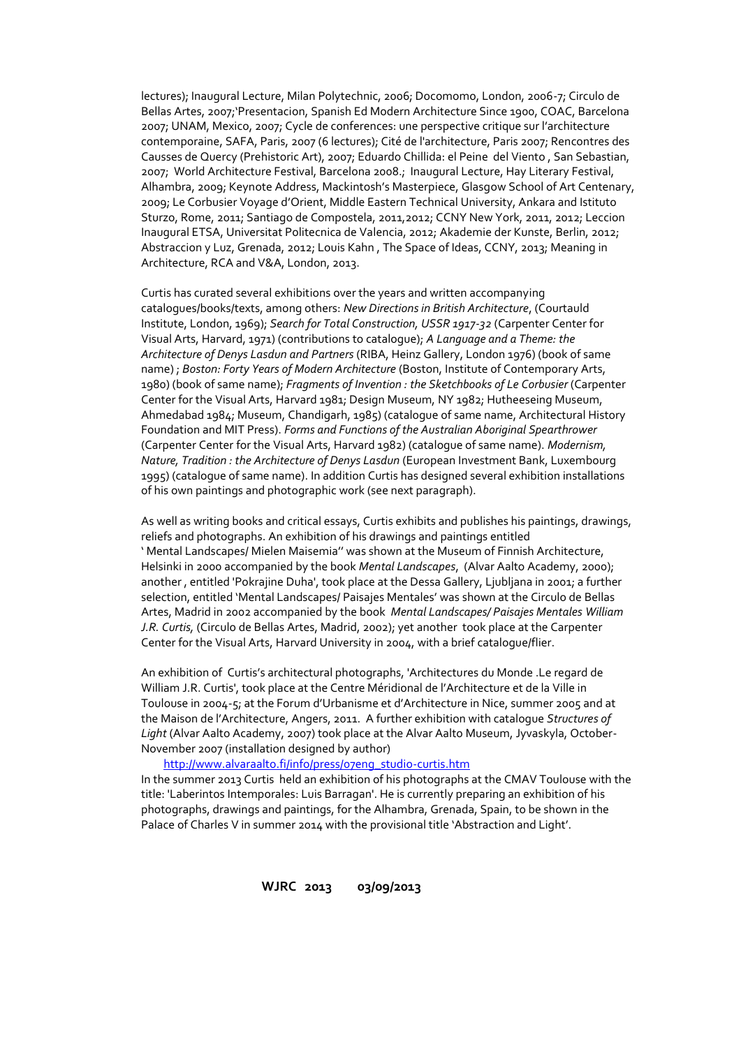lectures); Inaugural Lecture, Milan Polytechnic, 2006; Docomomo, London, 2006-7; Circulo de Bellas Artes, 2007;'Presentacion, Spanish Ed Modern Architecture Since 1900, COAC, Barcelona 2007; UNAM, Mexico, 2007; Cycle de conferences: une perspective critique sur l'architecture contemporaine, SAFA, Paris, 2007 (6 lectures); Cité de l'architecture, Paris 2007; Rencontres des Causses de Quercy (Prehistoric Art), 2007; Eduardo Chillida: el Peine del Viento , San Sebastian, 2007; World Architecture Festival, Barcelona 2008.; Inaugural Lecture, Hay Literary Festival, Alhambra, 2009; Keynote Address, Mackintosh's Masterpiece, Glasgow School of Art Centenary, 2009; Le Corbusier Voyage d'Orient, Middle Eastern Technical University, Ankara and Istituto Sturzo, Rome, 2011; Santiago de Compostela, 2011,2012; CCNY New York, 2011, 2012; Leccion Inaugural ETSA, Universitat Politecnica de Valencia, 2012; Akademie der Kunste, Berlin, 2012; Abstraccion y Luz, Grenada, 2012; Louis Kahn , The Space of Ideas, CCNY, 2013; Meaning in Architecture, RCA and V&A, London, 2013.

Curtis has curated several exhibitions over the years and written accompanying catalogues/books/texts, among others: *New Directions in British Architecture*, (Courtauld Institute, London, 1969); *Search for Total Construction, USSR 1917-32* (Carpenter Center for Visual Arts, Harvard, 1971) (contributions to catalogue); *A Language and a Theme: the Architecture of Denys Lasdun and Partners* (RIBA, Heinz Gallery, London 1976) (book of same name) ; *Boston: Forty Years of Modern Architecture* (Boston, Institute of Contemporary Arts, 1980) (book of same name); *Fragments of Invention : the Sketchbooks of Le Corbusier* (Carpenter Center for the Visual Arts, Harvard 1981; Design Museum, NY 1982; Hutheeseing Museum, Ahmedabad 1984; Museum, Chandigarh, 1985) (catalogue of same name, Architectural History Foundation and MIT Press). *Forms and Functions of the Australian Aboriginal Spearthrower* (Carpenter Center for the Visual Arts, Harvard 1982) (catalogue of same name). *Modernism, Nature, Tradition : the Architecture of Denys Lasdun* (European Investment Bank, Luxembourg 1995) (catalogue of same name). In addition Curtis has designed several exhibition installations of his own paintings and photographic work (see next paragraph).

As well as writing books and critical essays, Curtis exhibits and publishes his paintings, drawings, reliefs and photographs. An exhibition of his drawings and paintings entitled ' Mental Landscapes/ Mielen Maisemia'' was shown at the Museum of Finnish Architecture, Helsinki in 2000 accompanied by the book *Mental Landscapes*, (Alvar Aalto Academy, 2000); another , entitled 'Pokrajine Duha', took place at the Dessa Gallery, Ljubljana in 2001; a further selection, entitled 'Mental Landscapes/ Paisajes Mentales' was shown at the Circulo de Bellas Artes, Madrid in 2002 accompanied by the book *Mental Landscapes/ Paisajes Mentales William J.R. Curtis,* (Circulo de Bellas Artes, Madrid, 2002); yet another took place at the Carpenter Center for the Visual Arts, Harvard University in 2004, with a brief catalogue/flier.

An exhibition of Curtis's architectural photographs, 'Architectures du Monde .Le regard de William J.R. Curtis', took place at the Centre Méridional de l'Architecture et de la Ville in Toulouse in 2004-5; at the Forum d'Urbanisme et d'Architecture in Nice, summer 2005 and at the Maison de l'Architecture, Angers, 2011. A further exhibition with catalogue *Structures of Light* (Alvar Aalto Academy, 2007) took place at the Alvar Aalto Museum, Jyvaskyla, October-November 2007 (installation designed by author)

http://www.alvaraalto.fi/info/press/07eng_studio-curtis.htm

In the summer 2013 Curtis held an exhibition of his photographs at the CMAV Toulouse with the title: 'Laberintos Intemporales: Luis Barragan'. He is currently preparing an exhibition of his photographs, drawings and paintings, for the Alhambra, Grenada, Spain, to be shown in the Palace of Charles V in summer 2014 with the provisional title 'Abstraction and Light'.

**WJRC 2013 03/09/2013**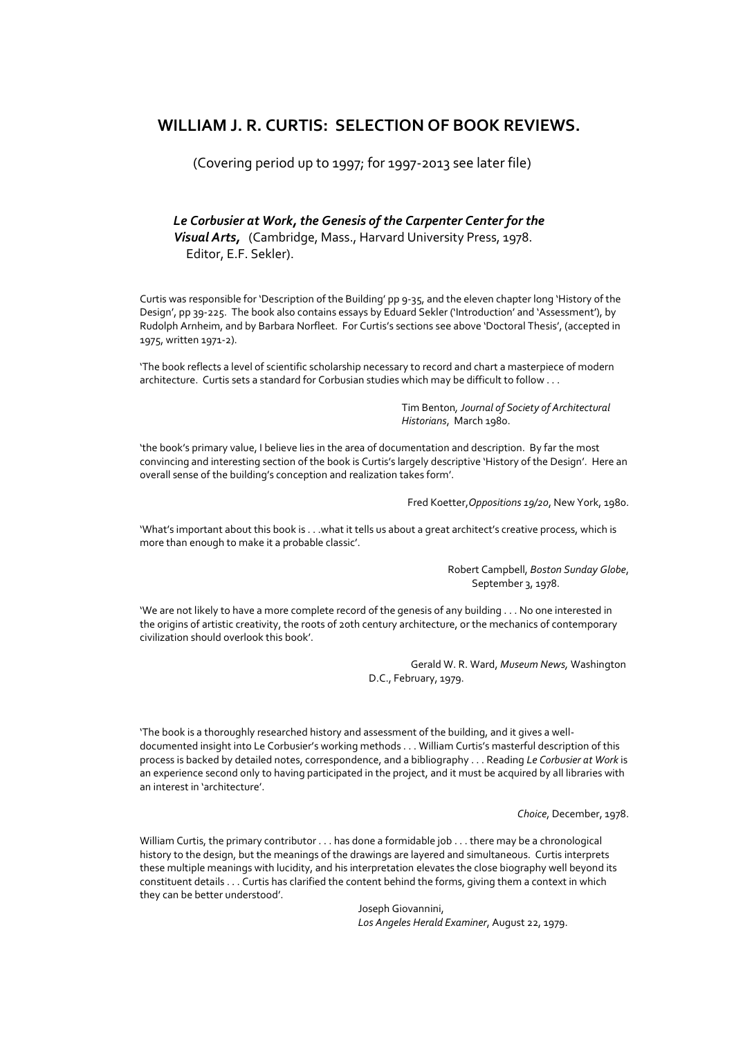# WILLIAM J. R. CURTIS: SELECTION OF BOOK REVIEWS.

(Covering period up to 1997; for 1997-2013 see later file)

***Le Corbusier at Work, the Genesis of the Carpenter Center for the Visual Arts,*** (Cambridge, Mass., Harvard University Press, 1978. Editor, E.F. Sekler).

Curtis was responsible for 'Description of the Building' pp 9-35, and the eleven chapter long 'History of the Design', pp 39-225. The book also contains essays by Eduard Sekler ('Introduction' and 'Assessment'), by Rudolph Arnheim, and by Barbara Norfleet. For Curtis's sections see above 'Doctoral Thesis', (accepted in 1975, written 1971-2).

'The book reflects a level of scientific scholarship necessary to record and chart a masterpiece of modern architecture. Curtis sets a standard for Corbusian studies which may be difficult to follow . . .

Tim Benton, *Journal of Society of Architectural Historians*, March 1980.

'the book's primary value, I believe lies in the area of documentation and description. By far the most convincing and interesting section of the book is Curtis's largely descriptive 'History of the Design'. Here an overall sense of the building's conception and realization takes form'.

Fred Koetter,*Oppositions 19/20*, New York, 1980.

'What's important about this book is . . .what it tells us about a great architect's creative process, which is more than enough to make it a probable classic'.

Robert Campbell, *Boston Sunday Globe*, September 3, 1978.

'We are not likely to have a more complete record of the genesis of any building . . . No one interested in the origins of artistic creativity, the roots of 20th century architecture, or the mechanics of contemporary civilization should overlook this book'.

Gerald W. R. Ward, *Museum News,* Washington D.C., February, 1979.

'The book is a thoroughly researched history and assessment of the building, and it gives a well-documented insight into Le Corbusier's working methods . . . William Curtis's masterful description of this process is backed by detailed notes, correspondence, and a bibliography . . . Reading *Le Corbusier at Work* is an experience second only to having participated in the project, and it must be acquired by all libraries with an interest in 'architecture'.

*Choice*, December, 1978.

William Curtis, the primary contributor . . . has done a formidable job . . . there may be a chronological history to the design, but the meanings of the drawings are layered and simultaneous. Curtis interprets these multiple meanings with lucidity, and his interpretation elevates the close biography well beyond its constituent details . . . Curtis has clarified the content behind the forms, giving them a context in which they can be better understood'.

Joseph Giovannini,
*Los Angeles Herald Examiner*, August 22, 1979.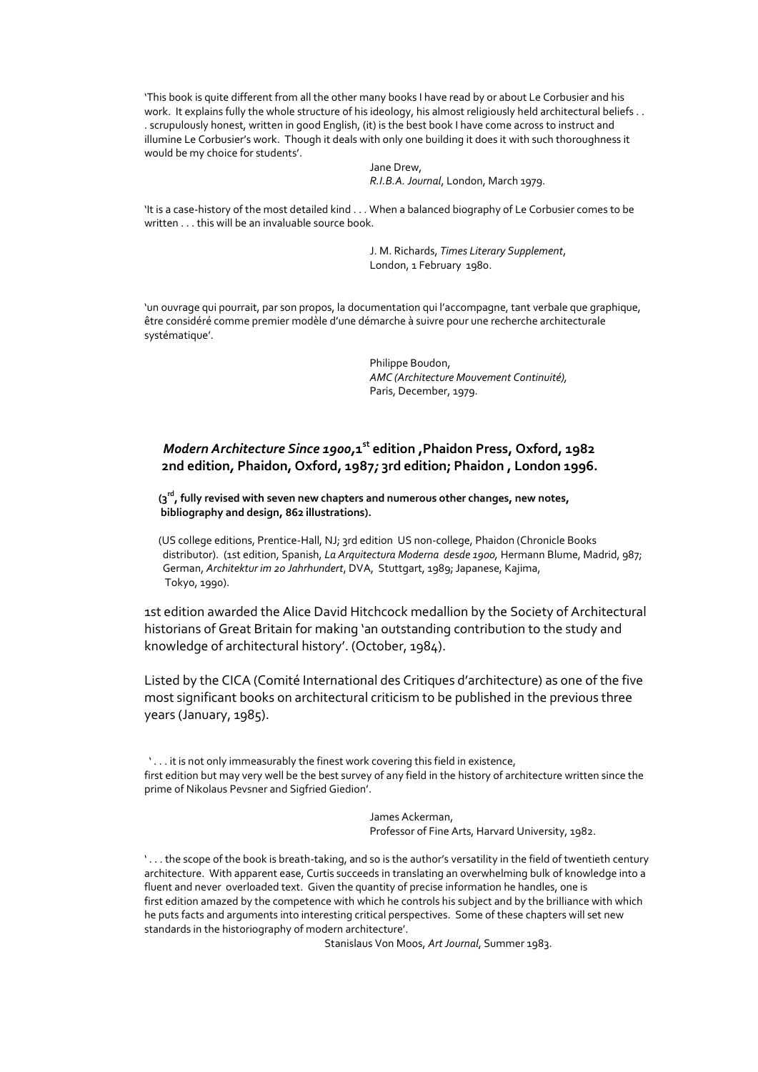'This book is quite different from all the other many books I have read by or about Le Corbusier and his work. It explains fully the whole structure of his ideology, his almost religiously held architectural beliefs . . . scrupulously honest, written in good English, (it) is the best book I have come across to instruct and illumine Le Corbusier's work. Though it deals with only one building it does it with such thoroughness it would be my choice for students'.

Jane Drew,
*R.I.B.A. Journal*, London, March 1979.

'It is a case-history of the most detailed kind . . . When a balanced biography of Le Corbusier comes to be written . . . this will be an invaluable source book.

J. M. Richards, *Times Literary Supplement*,
London, 1 February 1980.

'un ouvrage qui pourrait, par son propos, la documentation qui l'accompagne, tant verbale que graphique, être considéré comme premier modèle d'une démarche à suivre pour une recherche architecturale systématique'.

Philippe Boudon,
*AMC (Architecture Mouvement Continuité)*,
Paris, December, 1979.

**_Modern Architecture Since 1900_,1st edition ,Phaidon Press, Oxford, 1982**
**2nd edition, Phaidon, Oxford, 1987; 3rd edition; Phaidon , London 1996.**

**(3rd, fully revised with seven new chapters and numerous other changes, new notes, bibliography and design, 862 illustrations).**

(US college editions, Prentice-Hall, NJ; 3rd edition US non-college, Phaidon (Chronicle Books distributor). (1st edition, Spanish, *La Arquitectura Moderna desde 1900,* Hermann Blume, Madrid, 987; German, *Architektur im 20 Jahrhundert*, DVA, Stuttgart, 1989; Japanese, Kajima, Tokyo, 1990).

1st edition awarded the Alice David Hitchcock medallion by the Society of Architectural historians of Great Britain for making 'an outstanding contribution to the study and knowledge of architectural history'. (October, 1984).

Listed by the CICA (Comité International des Critiques d'architecture) as one of the five most significant books on architectural criticism to be published in the previous three years (January, 1985).

' . . . it is not only immeasurably the finest work covering this field in existence,
first edition but may very well be the best survey of any field in the history of architecture written since the prime of Nikolaus Pevsner and Sigfried Giedion'.

James Ackerman,
Professor of Fine Arts, Harvard University, 1982.

' . . . the scope of the book is breath-taking, and so is the author's versatility in the field of twentieth century architecture. With apparent ease, Curtis succeeds in translating an overwhelming bulk of knowledge into a fluent and never overloaded text. Given the quantity of precise information he handles, one is
first edition amazed by the competence with which he controls his subject and by the brilliance with which he puts facts and arguments into interesting critical perspectives. Some of these chapters will set new standards in the historiography of modern architecture'.

Stanislaus Von Moos, *Art Journal*, Summer 1983.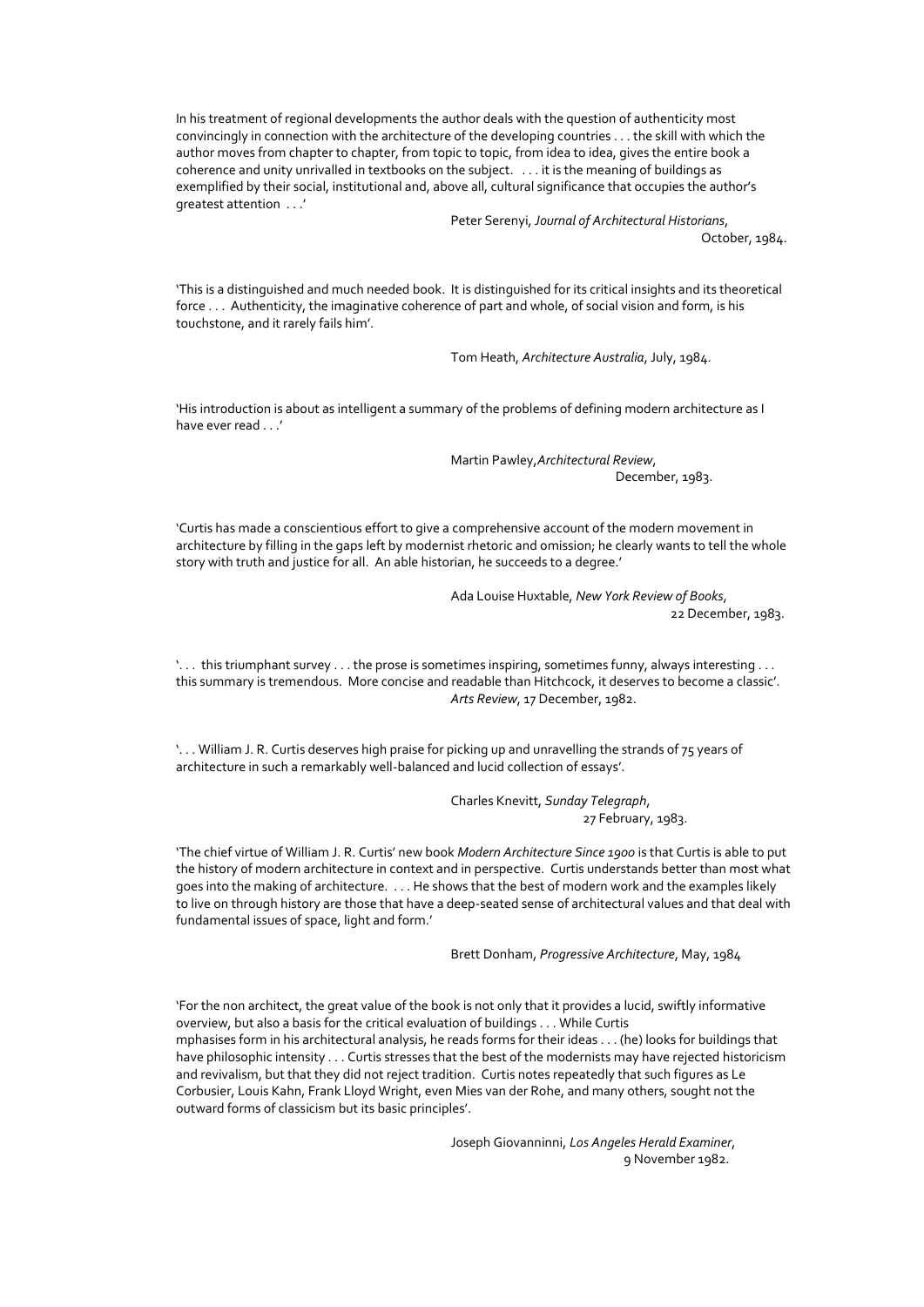In his treatment of regional developments the author deals with the question of authenticity most convincingly in connection with the architecture of the developing countries . . . the skill with which the author moves from chapter to chapter, from topic to topic, from idea to idea, gives the entire book a coherence and unity unrivalled in textbooks on the subject. . . . it is the meaning of buildings as exemplified by their social, institutional and, above all, cultural significance that occupies the author's greatest attention . . .'

Peter Serenyi, *Journal of Architectural Historians*, October, 1984.

'This is a distinguished and much needed book. It is distinguished for its critical insights and its theoretical force . . . Authenticity, the imaginative coherence of part and whole, of social vision and form, is his touchstone, and it rarely fails him'.

Tom Heath, *Architecture Australia*, July, 1984.

'His introduction is about as intelligent a summary of the problems of defining modern architecture as I have ever read . . .'

Martin Pawley, *Architectural Review*, December, 1983.

'Curtis has made a conscientious effort to give a comprehensive account of the modern movement in architecture by filling in the gaps left by modernist rhetoric and omission; he clearly wants to tell the whole story with truth and justice for all. An able historian, he succeeds to a degree.'

Ada Louise Huxtable, *New York Review of Books*, 22 December, 1983.

'. . . this triumphant survey . . . the prose is sometimes inspiring, sometimes funny, always interesting . . . this summary is tremendous. More concise and readable than Hitchcock, it deserves to become a classic'.

*Arts Review*, 17 December, 1982.

'. . . William J. R. Curtis deserves high praise for picking up and unravelling the strands of 75 years of architecture in such a remarkably well-balanced and lucid collection of essays'.

Charles Knevitt, *Sunday Telegraph*, 27 February, 1983.

'The chief virtue of William J. R. Curtis' new book *Modern Architecture Since 1900* is that Curtis is able to put the history of modern architecture in context and in perspective. Curtis understands better than most what goes into the making of architecture. . . . He shows that the best of modern work and the examples likely to live on through history are those that have a deep-seated sense of architectural values and that deal with fundamental issues of space, light and form.'

Brett Donham, *Progressive Architecture*, May, 1984

'For the non architect, the great value of the book is not only that it provides a lucid, swiftly informative overview, but also a basis for the critical evaluation of buildings . . . While Curtis mphasises form in his architectural analysis, he reads forms for their ideas . . . (he) looks for buildings that have philosophic intensity . . . Curtis stresses that the best of the modernists may have rejected historicism and revivalism, but that they did not reject tradition. Curtis notes repeatedly that such figures as Le Corbusier, Louis Kahn, Frank Lloyd Wright, even Mies van der Rohe, and many others, sought not the outward forms of classicism but its basic principles'.

Joseph Giovanninni, *Los Angeles Herald Examiner*, 9 November 1982.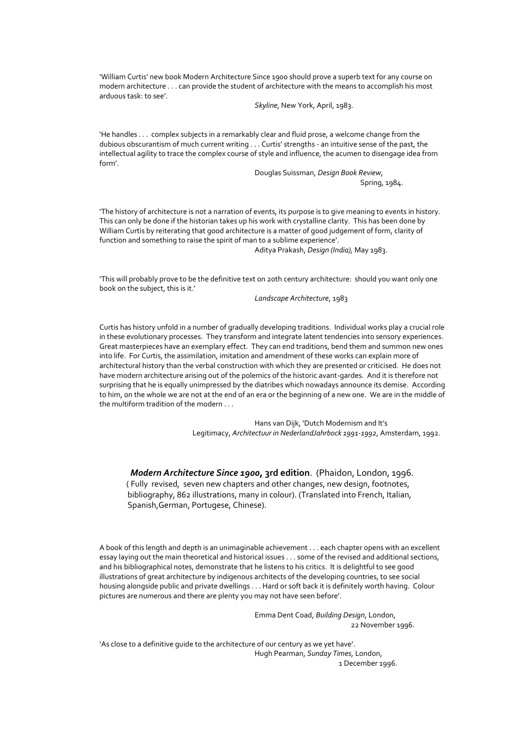'William Curtis' new book Modern Architecture Since 1900 should prove a superb text for any course on modern architecture . . . can provide the student of architecture with the means to accomplish his most arduous task: to see'.

*Skyline*, New York, April, 1983.

'He handles . . . complex subjects in a remarkably clear and fluid prose, a welcome change from the dubious obscurantism of much current writing . . . Curtis' strengths - an intuitive sense of the past, the intellectual agility to trace the complex course of style and influence, the acumen to disengage idea from form'.

Douglas Suissman, *Design Book Review*, Spring, 1984.

'The history of architecture is not a narration of events, its purpose is to give meaning to events in history. This can only be done if the historian takes up his work with crystalline clarity. This has been done by William Curtis by reiterating that good architecture is a matter of good judgement of form, clarity of function and something to raise the spirit of man to a sublime experience'.

Aditya Prakash, *Design (India),* May 1983.

'This will probably prove to be the definitive text on 20th century architecture: should you want only one book on the subject, this is it.'

*Landscape Architecture*, 1983

Curtis has history unfold in a number of gradually developing traditions. Individual works play a crucial role in these evolutionary processes. They transform and integrate latent tendencies into sensory experiences. Great masterpieces have an exemplary effect. They can end traditions, bend them and summon new ones into life. For Curtis, the assimilation, imitation and amendment of these works can explain more of architectural history than the verbal construction with which they are presented or criticised. He does not have modern architecture arising out of the polemics of the historic avant-gardes. And it is therefore not surprising that he is equally unimpressed by the diatribes which nowadays announce its demise. According to him, on the whole we are not at the end of an era or the beginning of a new one. We are in the middle of the multiform tradition of the modern . . .

Hans van Dijk, 'Dutch Modernism and It's Legitimacy, *Architectuur in NederlandJahrbock 1991-1992*, Amsterdam, 1992.

***Modern Architecture Since 1900*, 3rd edition**. (Phaidon, London, 1996. ( Fully revised, seven new chapters and other changes, new design, footnotes, bibliography, 862 illustrations, many in colour). (Translated into French, Italian, Spanish,German, Portugese, Chinese).

A book of this length and depth is an unimaginable achievement . . . each chapter opens with an excellent essay laying out the main theoretical and historical issues . . . some of the revised and additional sections, and his bibliographical notes, demonstrate that he listens to his critics. It is delightful to see good illustrations of great architecture by indigenous architects of the developing countries, to see social housing alongside public and private dwellings . . . Hard or soft back it is definitely worth having. Colour pictures are numerous and there are plenty you may not have seen before'.

Emma Dent Coad, *Building Design*, London, 22 November 1996.

'As close to a definitive guide to the architecture of our century as we yet have'.

Hugh Pearman, *Sunday Times,* London, 1 December 1996.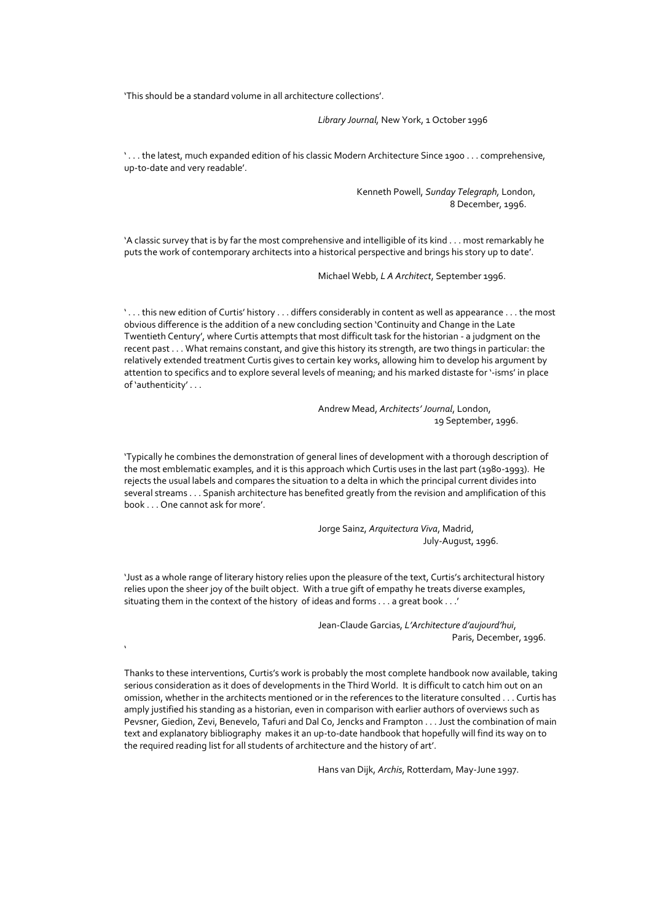'This should be a standard volume in all architecture collections'.

*Library Journal,* New York, 1 October 1996

' . . . the latest, much expanded edition of his classic Modern Architecture Since 1900 . . . comprehensive, up-to-date and very readable'.

Kenneth Powell, *Sunday Telegraph,* London, 8 December, 1996.

'A classic survey that is by far the most comprehensive and intelligible of its kind . . . most remarkably he puts the work of contemporary architects into a historical perspective and brings his story up to date'.

Michael Webb, *L A Architect*, September 1996.

' . . . this new edition of Curtis' history . . . differs considerably in content as well as appearance . . . the most obvious difference is the addition of a new concluding section 'Continuity and Change in the Late Twentieth Century', where Curtis attempts that most difficult task for the historian - a judgment on the recent past . . . What remains constant, and give this history its strength, are two things in particular: the relatively extended treatment Curtis gives to certain key works, allowing him to develop his argument by attention to specifics and to explore several levels of meaning; and his marked distaste for '-isms' in place of 'authenticity' . . .

Andrew Mead, *Architects' Journal*, London, 19 September, 1996.

'Typically he combines the demonstration of general lines of development with a thorough description of the most emblematic examples, and it is this approach which Curtis uses in the last part (1980-1993). He rejects the usual labels and compares the situation to a delta in which the principal current divides into several streams . . . Spanish architecture has benefited greatly from the revision and amplification of this book . . . One cannot ask for more'.

Jorge Sainz, *Arquitectura Viva*, Madrid, July-August, 1996.

'Just as a whole range of literary history relies upon the pleasure of the text, Curtis's architectural history relies upon the sheer joy of the built object. With a true gift of empathy he treats diverse examples, situating them in the context of the history of ideas and forms . . . a great book . . .'

Jean-Claude Garcias, *L'Architecture d'aujourd'hui*, Paris, December, 1996.

'

Thanks to these interventions, Curtis's work is probably the most complete handbook now available, taking serious consideration as it does of developments in the Third World. It is difficult to catch him out on an omission, whether in the architects mentioned or in the references to the literature consulted . . . Curtis has amply justified his standing as a historian, even in comparison with earlier authors of overviews such as Pevsner, Giedion, Zevi, Benevelo, Tafuri and Dal Co, Jencks and Frampton . . . Just the combination of main text and explanatory bibliography makes it an up-to-date handbook that hopefully will find its way on to the required reading list for all students of architecture and the history of art'.

Hans van Dijk, *Archis*, Rotterdam, May-June 1997.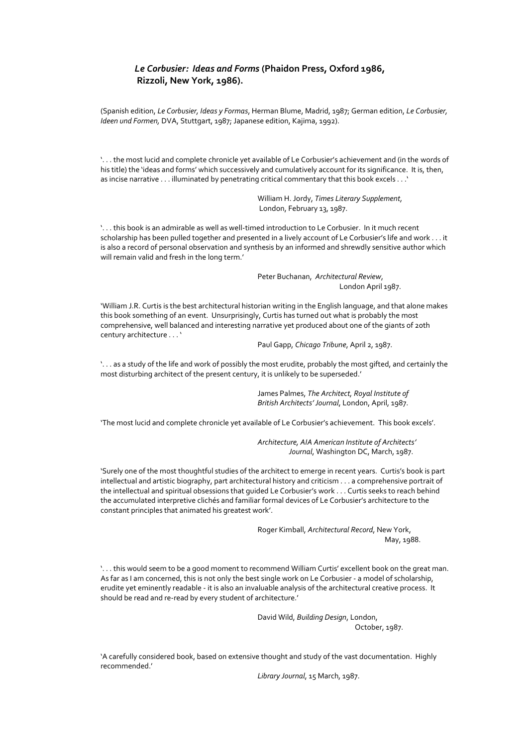***Le Corbusier: Ideas and Forms*** **(Phaidon Press, Oxford 1986, Rizzoli, New York, 1986).**

(Spanish edition, *Le Corbusier, Ideas y Formas*, Herman Blume, Madrid, 1987; German edition, *Le Corbusier, Ideen und Formen,* DVA, Stuttgart, 1987; Japanese edition, Kajima, 1992).

'. . . the most lucid and complete chronicle yet available of Le Corbusier's achievement and (in the words of his title) the 'ideas and forms' which successively and cumulatively account for its significance. It is, then, as incise narrative . . . illuminated by penetrating critical commentary that this book excels . . .'

William H. Jordy, *Times Literary Supplement*, London, February 13, 1987.

'. . . this book is an admirable as well as well-timed introduction to Le Corbusier. In it much recent scholarship has been pulled together and presented in a lively account of Le Corbusier's life and work . . . it is also a record of personal observation and synthesis by an informed and shrewdly sensitive author which will remain valid and fresh in the long term.'

Peter Buchanan, *Architectural Review*, London April 1987.

'William J.R. Curtis is the best architectural historian writing in the English language, and that alone makes this book something of an event. Unsurprisingly, Curtis has turned out what is probably the most comprehensive, well balanced and interesting narrative yet produced about one of the giants of 20th century architecture . . . '

Paul Gapp, *Chicago Tribune*, April 2, 1987.

'. . . as a study of the life and work of possibly the most erudite, probably the most gifted, and certainly the most disturbing architect of the present century, it is unlikely to be superseded.'

James Palmes, *The Architect, Royal Institute of British Architects' Journal*, London, April, 1987.

'The most lucid and complete chronicle yet available of Le Corbusier's achievement. This book excels'.

*Architecture, AIA American Institute of Architects' Journal*, Washington DC, March, 1987.

'Surely one of the most thoughtful studies of the architect to emerge in recent years. Curtis's book is part intellectual and artistic biography, part architectural history and criticism . . . a comprehensive portrait of the intellectual and spiritual obsessions that guided Le Corbusier's work . . . Curtis seeks to reach behind the accumulated interpretive clichés and familiar formal devices of Le Corbusier's architecture to the constant principles that animated his greatest work'.

Roger Kimball, *Architectural Record*, New York, May, 1988.

'. . . this would seem to be a good moment to recommend William Curtis' excellent book on the great man. As far as I am concerned, this is not only the best single work on Le Corbusier - a model of scholarship, erudite yet eminently readable - it is also an invaluable analysis of the architectural creative process. It should be read and re-read by every student of architecture.'

David Wild, *Building Design*, London, October, 1987.

'A carefully considered book, based on extensive thought and study of the vast documentation. Highly recommended.'

*Library Journal*, 15 March, 1987.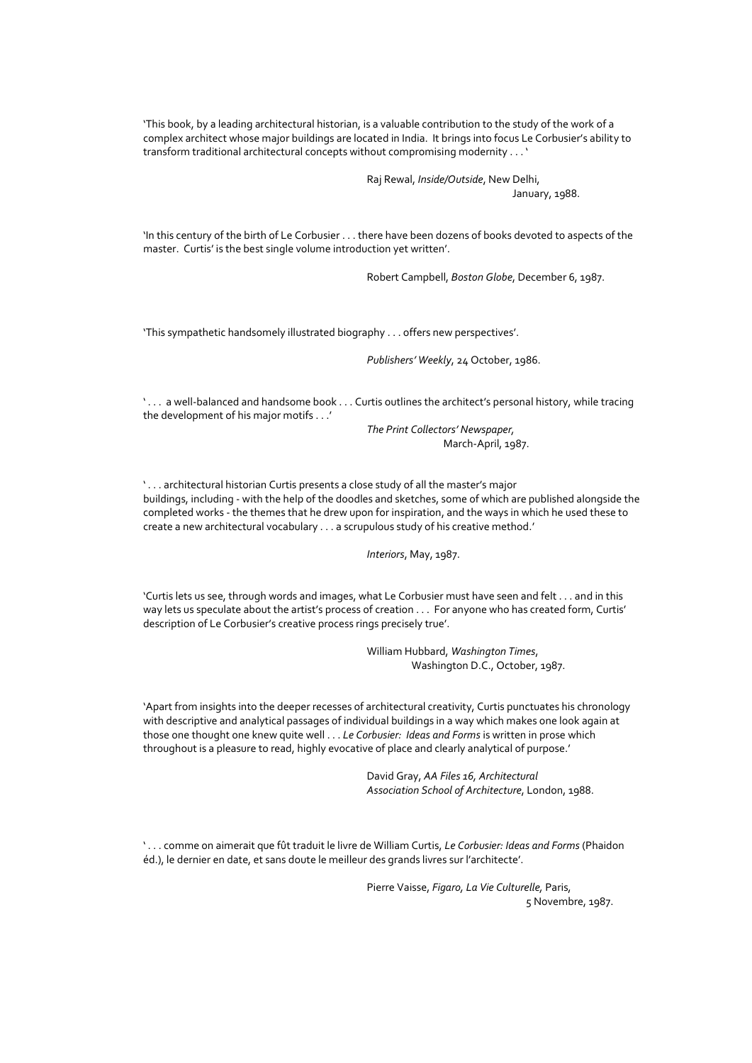'This book, by a leading architectural historian, is a valuable contribution to the study of the work of a complex architect whose major buildings are located in India. It brings into focus Le Corbusier's ability to transform traditional architectural concepts without compromising modernity . . . '

Raj Rewal, *Inside/Outside*, New Delhi,
January, 1988.

'In this century of the birth of Le Corbusier . . . there have been dozens of books devoted to aspects of the master. Curtis' is the best single volume introduction yet written'.

Robert Campbell, *Boston Globe*, December 6, 1987.

'This sympathetic handsomely illustrated biography . . . offers new perspectives'.

*Publishers' Weekly*, 24 October, 1986.

' . . . a well-balanced and handsome book . . . Curtis outlines the architect's personal history, while tracing the development of his major motifs . . .'

*The Print Collectors' Newspaper*,
March-April, 1987.

' . . . architectural historian Curtis presents a close study of all the master's major buildings, including - with the help of the doodles and sketches, some of which are published alongside the completed works - the themes that he drew upon for inspiration, and the ways in which he used these to create a new architectural vocabulary . . . a scrupulous study of his creative method.'

*Interiors*, May, 1987.

'Curtis lets us see, through words and images, what Le Corbusier must have seen and felt . . . and in this way lets us speculate about the artist's process of creation . . . For anyone who has created form, Curtis' description of Le Corbusier's creative process rings precisely true'.

William Hubbard, *Washington Times*,
Washington D.C., October, 1987.

'Apart from insights into the deeper recesses of architectural creativity, Curtis punctuates his chronology with descriptive and analytical passages of individual buildings in a way which makes one look again at those one thought one knew quite well . . . *Le Corbusier: Ideas and Forms* is written in prose which throughout is a pleasure to read, highly evocative of place and clearly analytical of purpose.'

David Gray, *AA Files 16, Architectural Association School of Architecture*, London, 1988.

' . . . comme on aimerait que fût traduit le livre de William Curtis, *Le Corbusier: Ideas and Forms* (Phaidon éd.), le dernier en date, et sans doute le meilleur des grands livres sur l'architecte'.

Pierre Vaisse, *Figaro, La Vie Culturelle*, Paris,
5 Novembre, 1987.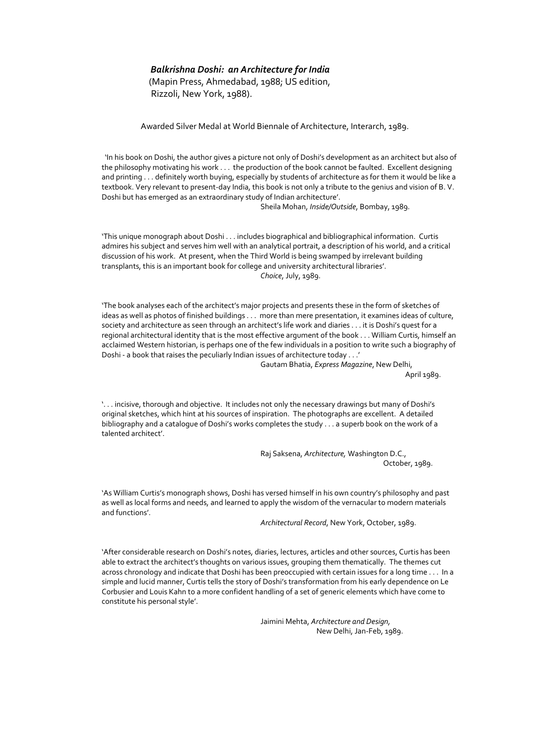***Balkrishna Doshi: an Architecture for India***
(Mapin Press, Ahmedabad, 1988; US edition, Rizzoli, New York, 1988).

Awarded Silver Medal at World Biennale of Architecture, Interarch, 1989.

'In his book on Doshi, the author gives a picture not only of Doshi's development as an architect but also of the philosophy motivating his work . . . the production of the book cannot be faulted. Excellent designing and printing . . . definitely worth buying, especially by students of architecture as for them it would be like a textbook. Very relevant to present-day India, this book is not only a tribute to the genius and vision of B. V. Doshi but has emerged as an extraordinary study of Indian architecture'.

Sheila Mohan, *Inside/Outside*, Bombay, 1989.

'This unique monograph about Doshi . . . includes biographical and bibliographical information. Curtis admires his subject and serves him well with an analytical portrait, a description of his world, and a critical discussion of his work. At present, when the Third World is being swamped by irrelevant building transplants, this is an important book for college and university architectural libraries'.

*Choice*, July, 1989.

'The book analyses each of the architect's major projects and presents these in the form of sketches of ideas as well as photos of finished buildings . . . more than mere presentation, it examines ideas of culture, society and architecture as seen through an architect's life work and diaries . . . it is Doshi's quest for a regional architectural identity that is the most effective argument of the book . . . William Curtis, himself an acclaimed Western historian, is perhaps one of the few individuals in a position to write such a biography of Doshi - a book that raises the peculiarly Indian issues of architecture today . . .'

Gautam Bhatia, *Express Magazine*, New Delhi, April 1989.

'. . . incisive, thorough and objective. It includes not only the necessary drawings but many of Doshi's original sketches, which hint at his sources of inspiration. The photographs are excellent. A detailed bibliography and a catalogue of Doshi's works completes the study . . . a superb book on the work of a talented architect'.

Raj Saksena, *Architecture,* Washington D.C., October, 1989.

'As William Curtis's monograph shows, Doshi has versed himself in his own country's philosophy and past as well as local forms and needs, and learned to apply the wisdom of the vernacular to modern materials and functions'.

*Architectural Record*, New York, October, 1989.

'After considerable research on Doshi's notes, diaries, lectures, articles and other sources, Curtis has been able to extract the architect's thoughts on various issues, grouping them thematically. The themes cut across chronology and indicate that Doshi has been preoccupied with certain issues for a long time . . . In a simple and lucid manner, Curtis tells the story of Doshi's transformation from his early dependence on Le Corbusier and Louis Kahn to a more confident handling of a set of generic elements which have come to constitute his personal style'.

Jaimini Mehta, *Architecture and Design,* New Delhi, Jan-Feb, 1989.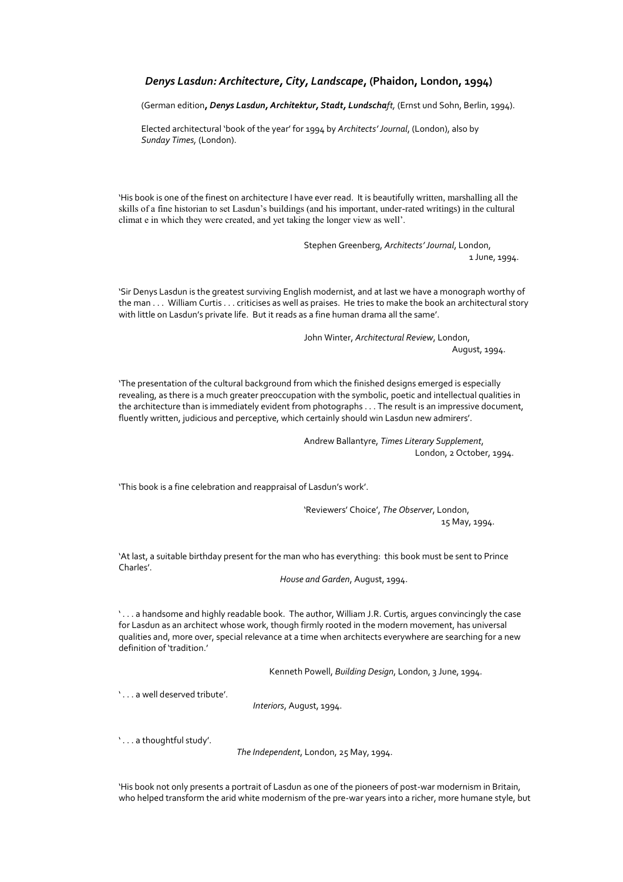## *Denys Lasdun: Architecture, City, Landscape*, (Phaidon, London, 1994)

(German edition, ***Denys Lasdun, Architektur, Stadt, Lundschaft***, (Ernst und Sohn, Berlin, 1994).

Elected architectural 'book of the year' for 1994 by *Architects' Journal*, (London), also by *Sunday Times*, (London).

'His book is one of the finest on architecture I have ever read. It is beautifully written, marshalling all the skills of a fine historian to set Lasdun's buildings (and his important, under-rated writings) in the cultural climat e in which they were created, and yet taking the longer view as well'.

Stephen Greenberg, *Architects' Journal*, London, 1 June, 1994.

'Sir Denys Lasdun is the greatest surviving English modernist, and at last we have a monograph worthy of the man . . . William Curtis . . . criticises as well as praises. He tries to make the book an architectural story with little on Lasdun's private life. But it reads as a fine human drama all the same'.

John Winter, *Architectural Review*, London, August, 1994.

'The presentation of the cultural background from which the finished designs emerged is especially revealing, as there is a much greater preoccupation with the symbolic, poetic and intellectual qualities in the architecture than is immediately evident from photographs . . . The result is an impressive document, fluently written, judicious and perceptive, which certainly should win Lasdun new admirers'.

Andrew Ballantyre, *Times Literary Supplement*, London, 2 October, 1994.

'This book is a fine celebration and reappraisal of Lasdun's work'.

'Reviewers' Choice', *The Observer*, London, 15 May, 1994.

'At last, a suitable birthday present for the man who has everything: this book must be sent to Prince Charles'.

*House and Garden*, August, 1994.

' . . . a handsome and highly readable book. The author, William J.R. Curtis, argues convincingly the case for Lasdun as an architect whose work, though firmly rooted in the modern movement, has universal qualities and, more over, special relevance at a time when architects everywhere are searching for a new definition of 'tradition.'

Kenneth Powell, *Building Design*, London, 3 June, 1994.

' . . . a well deserved tribute'.

*Interiors*, August, 1994.

' . . . a thoughtful study'.

*The Independent*, London, 25 May, 1994.

'His book not only presents a portrait of Lasdun as one of the pioneers of post-war modernism in Britain, who helped transform the arid white modernism of the pre-war years into a richer, more humane style, but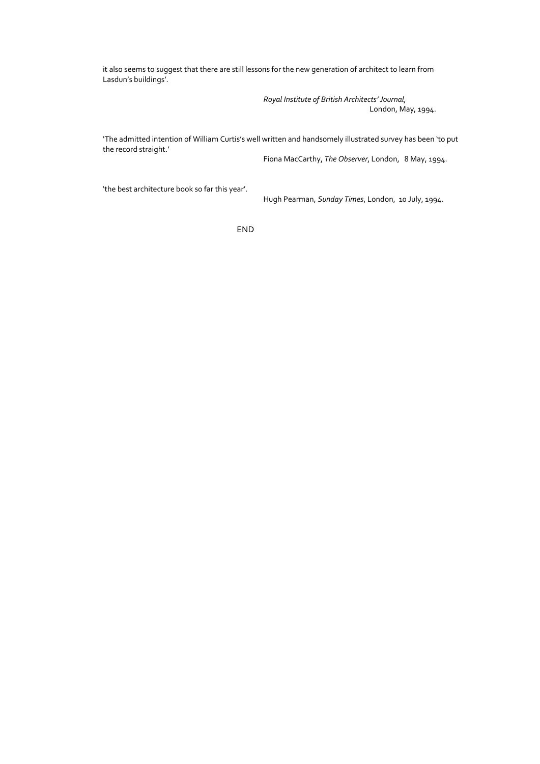it also seems to suggest that there are still lessons for the new generation of architect to learn from Lasdun's buildings'.

*Royal Institute of British Architects' Journal*,
London, May, 1994.

'The admitted intention of William Curtis's well written and handsomely illustrated survey has been 'to put the record straight.'

Fiona MacCarthy, *The Observer*, London, 8 May, 1994.

'the best architecture book so far this year'.

Hugh Pearman, *Sunday Times*, London, 10 July, 1994.

END